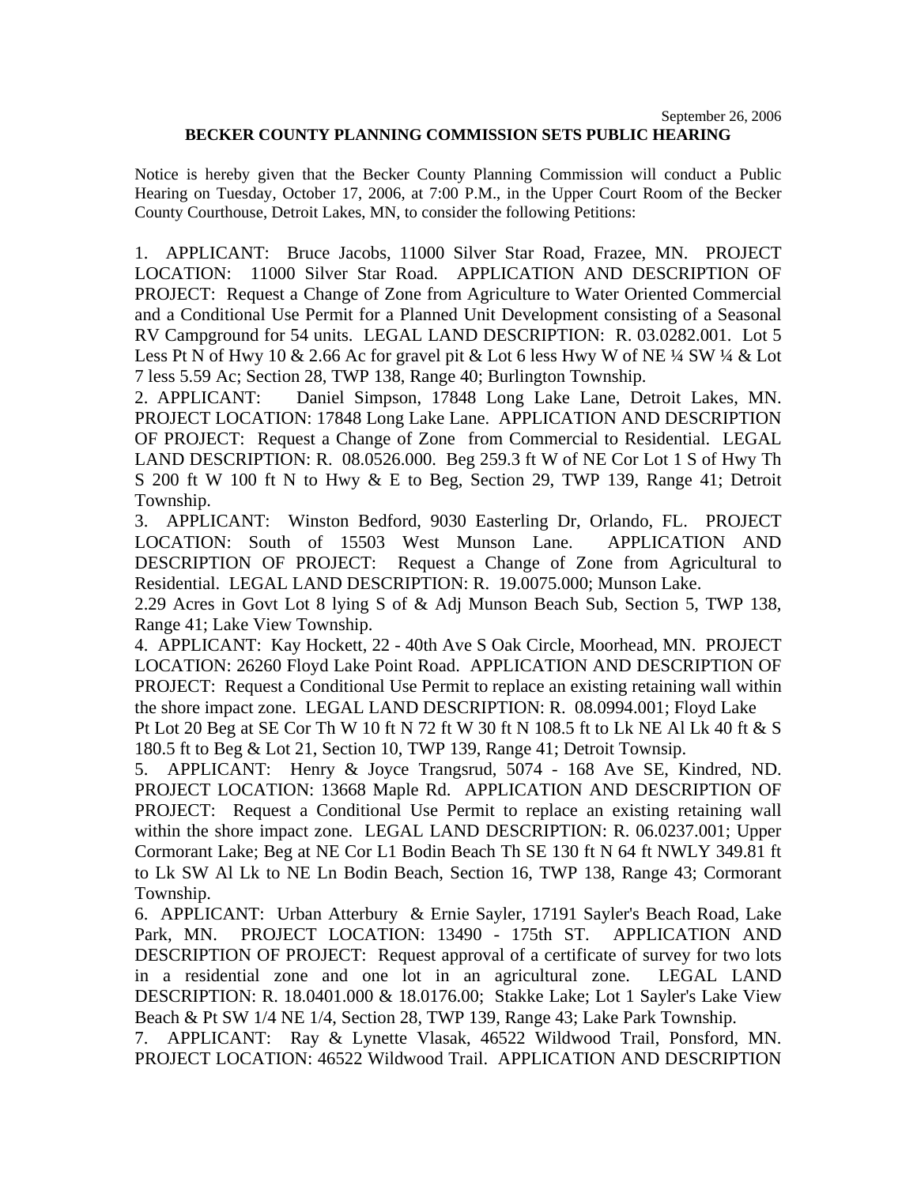September 26, 2006

**BECKER COUNTY PLANNING COMMISSION SETS PUBLIC HEARING**

Notice is hereby given that the Becker County Planning Commission will conduct a Public Hearing on Tuesday, October 17, 2006, at 7:00 P.M., in the Upper Court Room of the Becker County Courthouse, Detroit Lakes, MN, to consider the following Petitions:

1. APPLICANT: Bruce Jacobs, 11000 Silver Star Road, Frazee, MN. PROJECT LOCATION: 11000 Silver Star Road. APPLICATION AND DESCRIPTION OF PROJECT: Request a Change of Zone from Agriculture to Water Oriented Commercial and a Conditional Use Permit for a Planned Unit Development consisting of a Seasonal RV Campground for 54 units. LEGAL LAND DESCRIPTION: R. 03.0282.001. Lot 5 Less Pt N of Hwy 10 & 2.66 Ac for gravel pit & Lot 6 less Hwy W of NE ¼ SW ¼ & Lot 7 less 5.59 Ac; Section 28, TWP 138, Range 40; Burlington Township.
2. APPLICANT: Daniel Simpson, 17848 Long Lake Lane, Detroit Lakes, MN. PROJECT LOCATION: 17848 Long Lake Lane. APPLICATION AND DESCRIPTION OF PROJECT: Request a Change of Zone from Commercial to Residential. LEGAL LAND DESCRIPTION: R. 08.0526.000. Beg 259.3 ft W of NE Cor Lot 1 S of Hwy Th S 200 ft W 100 ft N to Hwy & E to Beg, Section 29, TWP 139, Range 41; Detroit Township.
3. APPLICANT: Winston Bedford, 9030 Easterling Dr, Orlando, FL. PROJECT LOCATION: South of 15503 West Munson Lane. APPLICATION AND DESCRIPTION OF PROJECT: Request a Change of Zone from Agricultural to Residential. LEGAL LAND DESCRIPTION: R. 19.0075.000; Munson Lake. 2.29 Acres in Govt Lot 8 lying S of & Adj Munson Beach Sub, Section 5, TWP 138, Range 41; Lake View Township.
4. APPLICANT: Kay Hockett, 22 - 40th Ave S Oak Circle, Moorhead, MN. PROJECT LOCATION: 26260 Floyd Lake Point Road. APPLICATION AND DESCRIPTION OF PROJECT: Request a Conditional Use Permit to replace an existing retaining wall within the shore impact zone. LEGAL LAND DESCRIPTION: R. 08.0994.001; Floyd Lake Pt Lot 20 Beg at SE Cor Th W 10 ft N 72 ft W 30 ft N 108.5 ft to Lk NE Al Lk 40 ft & S 180.5 ft to Beg & Lot 21, Section 10, TWP 139, Range 41; Detroit Townsip.
5. APPLICANT: Henry & Joyce Trangsrud, 5074 - 168 Ave SE, Kindred, ND. PROJECT LOCATION: 13668 Maple Rd. APPLICATION AND DESCRIPTION OF PROJECT: Request a Conditional Use Permit to replace an existing retaining wall within the shore impact zone. LEGAL LAND DESCRIPTION: R. 06.0237.001; Upper Cormorant Lake; Beg at NE Cor L1 Bodin Beach Th SE 130 ft N 64 ft NWLY 349.81 ft to Lk SW Al Lk to NE Ln Bodin Beach, Section 16, TWP 138, Range 43; Cormorant Township.
6. APPLICANT: Urban Atterbury & Ernie Sayler, 17191 Sayler's Beach Road, Lake Park, MN. PROJECT LOCATION: 13490 - 175th ST. APPLICATION AND DESCRIPTION OF PROJECT: Request approval of a certificate of survey for two lots in a residential zone and one lot in an agricultural zone. LEGAL LAND DESCRIPTION: R. 18.0401.000 & 18.0176.00; Stakke Lake; Lot 1 Sayler's Lake View Beach & Pt SW 1/4 NE 1/4, Section 28, TWP 139, Range 43; Lake Park Township.
7. APPLICANT: Ray & Lynette Vlasak, 46522 Wildwood Trail, Ponsford, MN. PROJECT LOCATION: 46522 Wildwood Trail. APPLICATION AND DESCRIPTION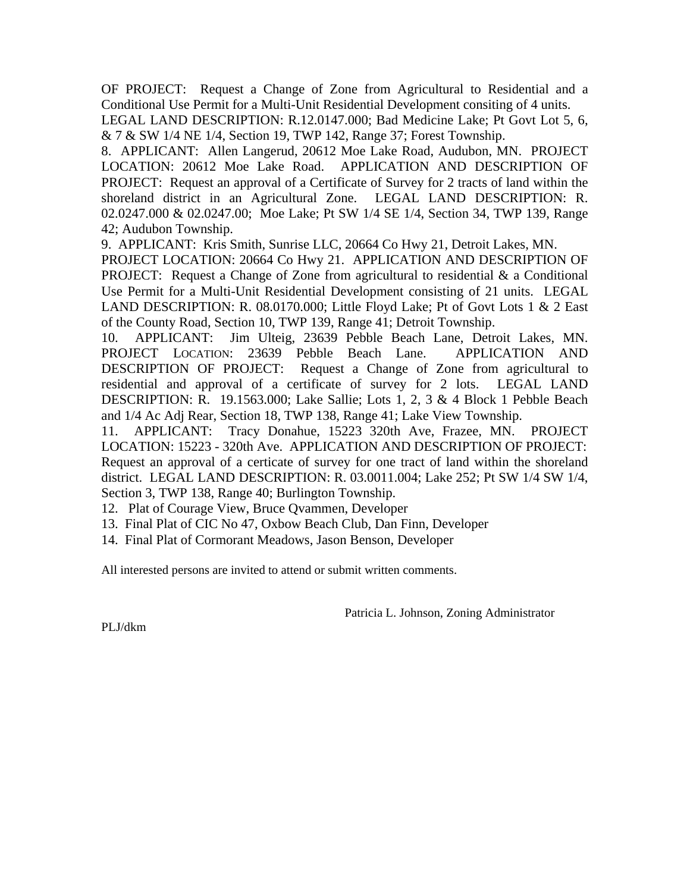OF PROJECT: Request a Change of Zone from Agricultural to Residential and a Conditional Use Permit for a Multi-Unit Residential Development consiting of 4 units. LEGAL LAND DESCRIPTION: R.12.0147.000; Bad Medicine Lake; Pt Govt Lot 5, 6, & 7 & SW 1/4 NE 1/4, Section 19, TWP 142, Range 37; Forest Township.

8. APPLICANT: Allen Langerud, 20612 Moe Lake Road, Audubon, MN. PROJECT LOCATION: 20612 Moe Lake Road. APPLICATION AND DESCRIPTION OF PROJECT: Request an approval of a Certificate of Survey for 2 tracts of land within the shoreland district in an Agricultural Zone. LEGAL LAND DESCRIPTION: R. 02.0247.000 & 02.0247.00; Moe Lake; Pt SW 1/4 SE 1/4, Section 34, TWP 139, Range 42; Audubon Township.

9. APPLICANT: Kris Smith, Sunrise LLC, 20664 Co Hwy 21, Detroit Lakes, MN. PROJECT LOCATION: 20664 Co Hwy 21. APPLICATION AND DESCRIPTION OF PROJECT: Request a Change of Zone from agricultural to residential & a Conditional Use Permit for a Multi-Unit Residential Development consisting of 21 units. LEGAL LAND DESCRIPTION: R. 08.0170.000; Little Floyd Lake; Pt of Govt Lots 1 & 2 East of the County Road, Section 10, TWP 139, Range 41; Detroit Township.

10. APPLICANT: Jim Ulteig, 23639 Pebble Beach Lane, Detroit Lakes, MN. PROJECT LOCATION: 23639 Pebble Beach Lane. APPLICATION AND DESCRIPTION OF PROJECT: Request a Change of Zone from agricultural to residential and approval of a certificate of survey for 2 lots. LEGAL LAND DESCRIPTION: R. 19.1563.000; Lake Sallie; Lots 1, 2, 3 & 4 Block 1 Pebble Beach and 1/4 Ac Adj Rear, Section 18, TWP 138, Range 41; Lake View Township.

11. APPLICANT: Tracy Donahue, 15223 320th Ave, Frazee, MN. PROJECT LOCATION: 15223 - 320th Ave. APPLICATION AND DESCRIPTION OF PROJECT: Request an approval of a certicate of survey for one tract of land within the shoreland district. LEGAL LAND DESCRIPTION: R. 03.0011.004; Lake 252; Pt SW 1/4 SW 1/4, Section 3, TWP 138, Range 40; Burlington Township.

12. Plat of Courage View, Bruce Qvammen, Developer

13. Final Plat of CIC No 47, Oxbow Beach Club, Dan Finn, Developer

14. Final Plat of Cormorant Meadows, Jason Benson, Developer

All interested persons are invited to attend or submit written comments.

Patricia L. Johnson, Zoning Administrator

PLJ/dkm